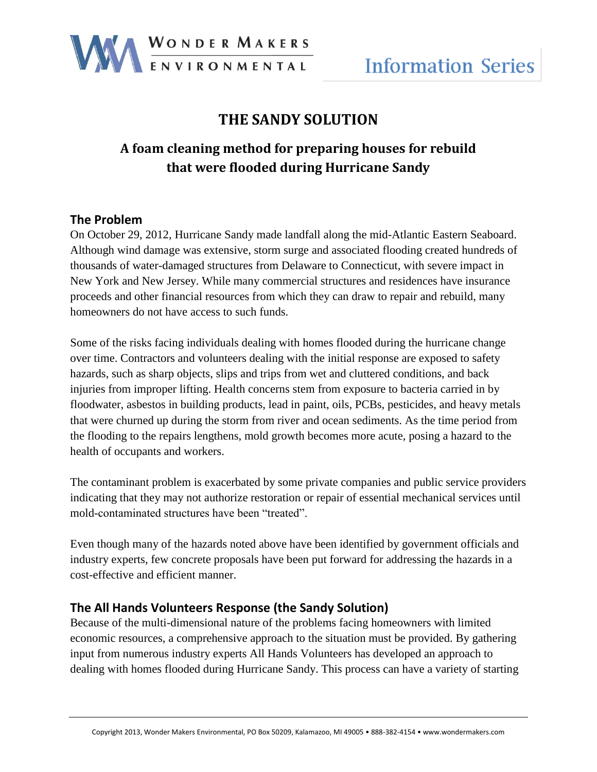# THE SANDY SOLUTION

## A foam cleaning method for preparing houses for rebuild that were flooded during Hurricane Sandy

### The Problem

On October 29, 2012, Hurricane Sandy made landfall along the mid-Atlantic Eastern Seaboard. Although wind damage was extensive, storm surge and associated flooding created hundreds of thousands of water-damaged structures from Delaware to Connecticut, with severe impact in New York and New Jersey. While many commercial structures and residences have insurance proceeds and other financial resources from which they can draw to repair and rebuild, many homeowners do not have access to such funds.

Some of the risks facing individuals dealing with homes flooded during the hurricane change over time. Contractors and volunteers dealing with the initial response are exposed to safety hazards, such as sharp objects, slips and trips from wet and cluttered conditions, and back injuries from improper lifting. Health concerns stem from exposure to bacteria carried in by floodwater, asbestos in building products, lead in paint, oils, PCBs, pesticides, and heavy metals that were churned up during the storm from river and ocean sediments. As the time period from the flooding to the repairs lengthens, mold growth becomes more acute, posing a hazard to the health of occupants and workers.

The contaminant problem is exacerbated by some private companies and public service providers indicating that they may not authorize restoration or repair of essential mechanical services until mold-contaminated structures have been "treated".

Even though many of the hazards noted above have been identified by government officials and industry experts, few concrete proposals have been put forward for addressing the hazards in a cost-effective and efficient manner.

### The All Hands Volunteers Response (the Sandy Solution)

Because of the multi-dimensional nature of the problems facing homeowners with limited economic resources, a comprehensive approach to the situation must be provided. By gathering input from numerous industry experts All Hands Volunteers has developed an approach to dealing with homes flooded during Hurricane Sandy. This process can have a variety of starting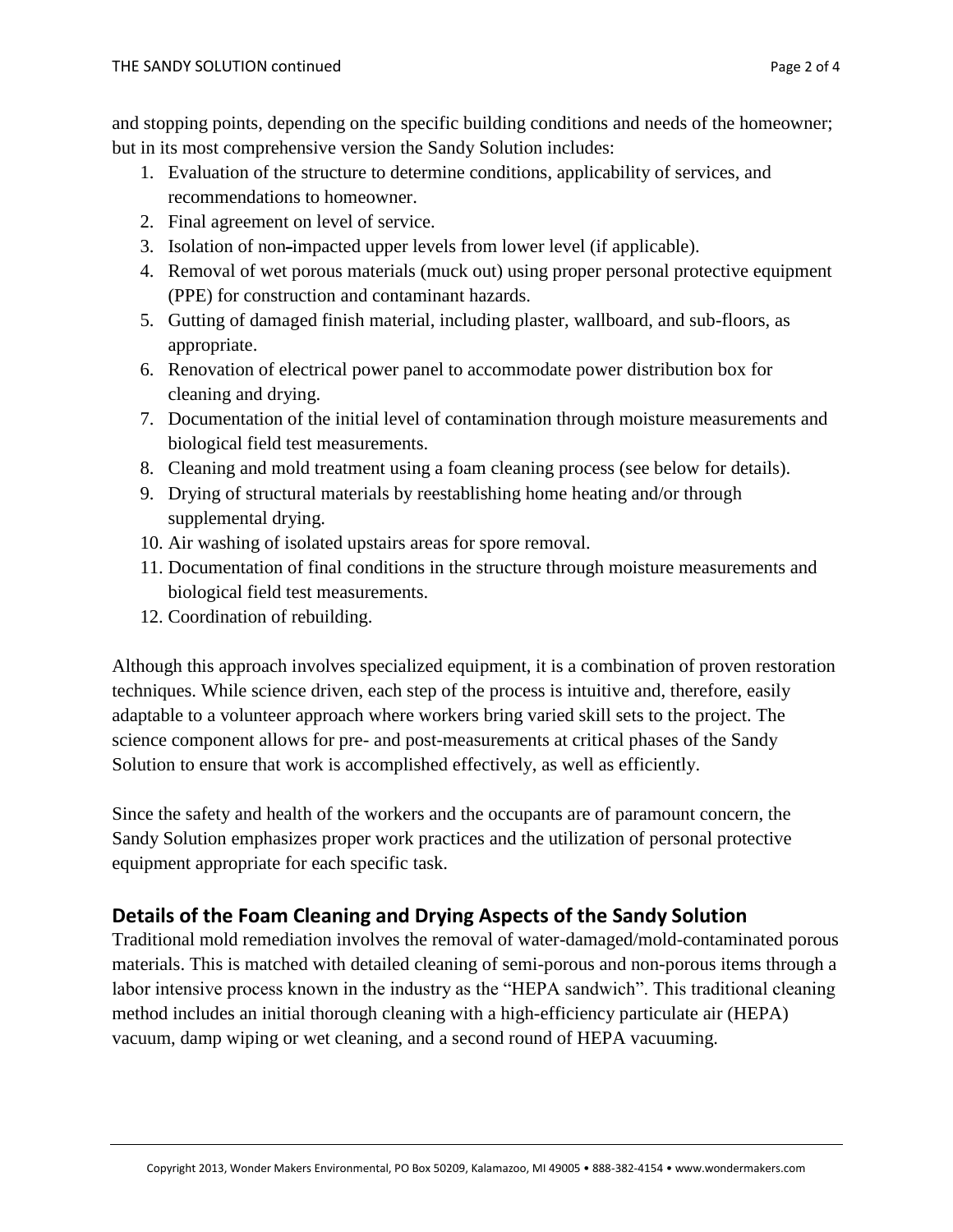and stopping points, depending on the specific building conditions and needs of the homeowner; but in its most comprehensive version the Sandy Solution includes:

1. Evaluation of the structure to determine conditions, applicability of services, and recommendations to homeowner.
2. Final agreement on level of service.
3. Isolation of non-impacted upper levels from lower level (if applicable).
4. Removal of wet porous materials (muck out) using proper personal protective equipment (PPE) for construction and contaminant hazards.
5. Gutting of damaged finish material, including plaster, wallboard, and sub-floors, as appropriate.
6. Renovation of electrical power panel to accommodate power distribution box for cleaning and drying.
7. Documentation of the initial level of contamination through moisture measurements and biological field test measurements.
8. Cleaning and mold treatment using a foam cleaning process (see below for details).
9. Drying of structural materials by reestablishing home heating and/or through supplemental drying.
10. Air washing of isolated upstairs areas for spore removal.
11. Documentation of final conditions in the structure through moisture measurements and biological field test measurements.
12. Coordination of rebuilding.

Although this approach involves specialized equipment, it is a combination of proven restoration techniques. While science driven, each step of the process is intuitive and, therefore, easily adaptable to a volunteer approach where workers bring varied skill sets to the project. The science component allows for pre- and post-measurements at critical phases of the Sandy Solution to ensure that work is accomplished effectively, as well as efficiently.

Since the safety and health of the workers and the occupants are of paramount concern, the Sandy Solution emphasizes proper work practices and the utilization of personal protective equipment appropriate for each specific task.

## Details of the Foam Cleaning and Drying Aspects of the Sandy Solution

Traditional mold remediation involves the removal of water-damaged/mold-contaminated porous materials. This is matched with detailed cleaning of semi-porous and non-porous items through a labor intensive process known in the industry as the "HEPA sandwich". This traditional cleaning method includes an initial thorough cleaning with a high-efficiency particulate air (HEPA) vacuum, damp wiping or wet cleaning, and a second round of HEPA vacuuming.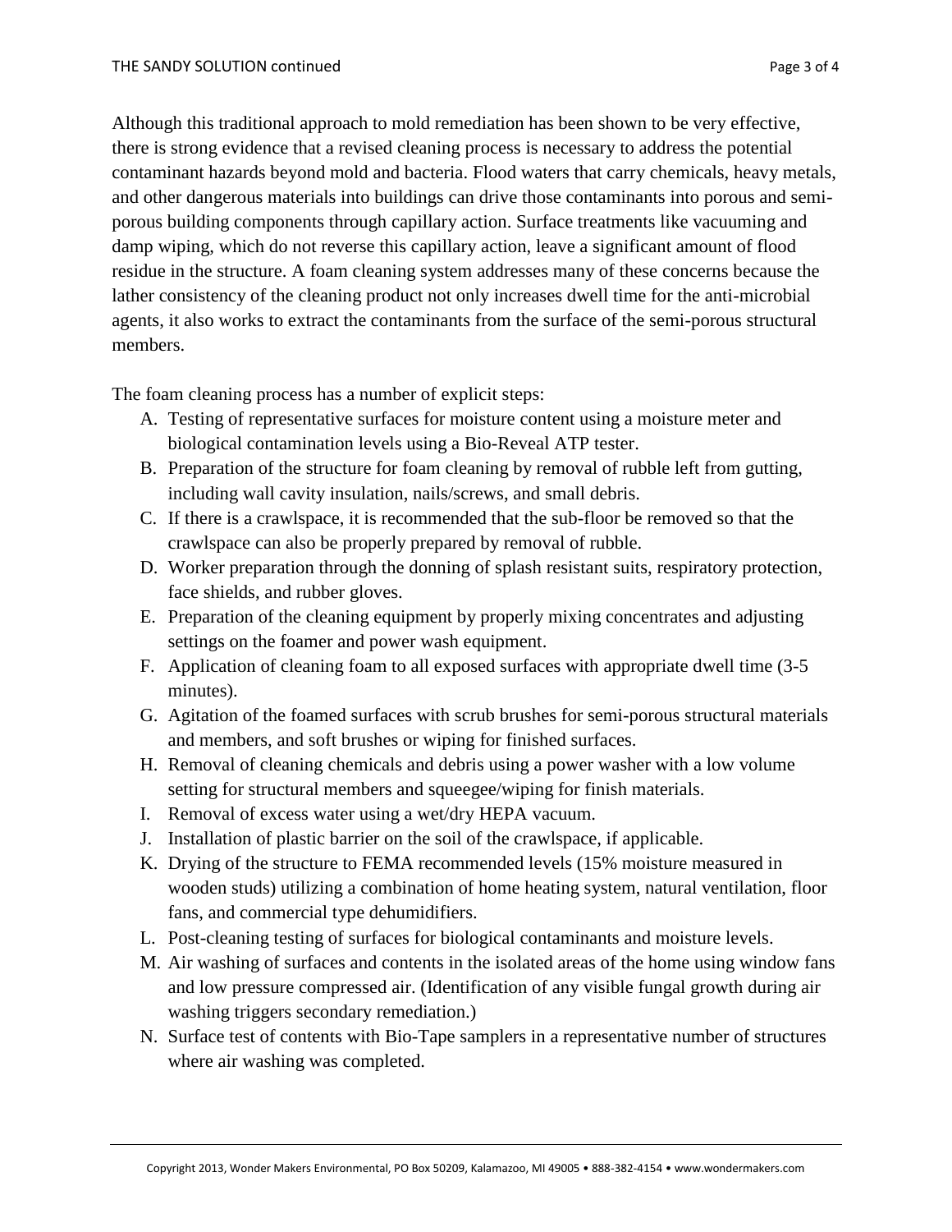Although this traditional approach to mold remediation has been shown to be very effective, there is strong evidence that a revised cleaning process is necessary to address the potential contaminant hazards beyond mold and bacteria. Flood waters that carry chemicals, heavy metals, and other dangerous materials into buildings can drive those contaminants into porous and semi-porous building components through capillary action. Surface treatments like vacuuming and damp wiping, which do not reverse this capillary action, leave a significant amount of flood residue in the structure. A foam cleaning system addresses many of these concerns because the lather consistency of the cleaning product not only increases dwell time for the anti-microbial agents, it also works to extract the contaminants from the surface of the semi-porous structural members.

The foam cleaning process has a number of explicit steps:

A. Testing of representative surfaces for moisture content using a moisture meter and biological contamination levels using a Bio-Reveal ATP tester.
B. Preparation of the structure for foam cleaning by removal of rubble left from gutting, including wall cavity insulation, nails/screws, and small debris.
C. If there is a crawlspace, it is recommended that the sub-floor be removed so that the crawlspace can also be properly prepared by removal of rubble.
D. Worker preparation through the donning of splash resistant suits, respiratory protection, face shields, and rubber gloves.
E. Preparation of the cleaning equipment by properly mixing concentrates and adjusting settings on the foamer and power wash equipment.
F. Application of cleaning foam to all exposed surfaces with appropriate dwell time (3-5 minutes).
G. Agitation of the foamed surfaces with scrub brushes for semi-porous structural materials and members, and soft brushes or wiping for finished surfaces.
H. Removal of cleaning chemicals and debris using a power washer with a low volume setting for structural members and squeegee/wiping for finish materials.
I. Removal of excess water using a wet/dry HEPA vacuum.
J. Installation of plastic barrier on the soil of the crawlspace, if applicable.
K. Drying of the structure to FEMA recommended levels (15% moisture measured in wooden studs) utilizing a combination of home heating system, natural ventilation, floor fans, and commercial type dehumidifiers.
L. Post-cleaning testing of surfaces for biological contaminants and moisture levels.
M. Air washing of surfaces and contents in the isolated areas of the home using window fans and low pressure compressed air. (Identification of any visible fungal growth during air washing triggers secondary remediation.)
N. Surface test of contents with Bio-Tape samplers in a representative number of structures where air washing was completed.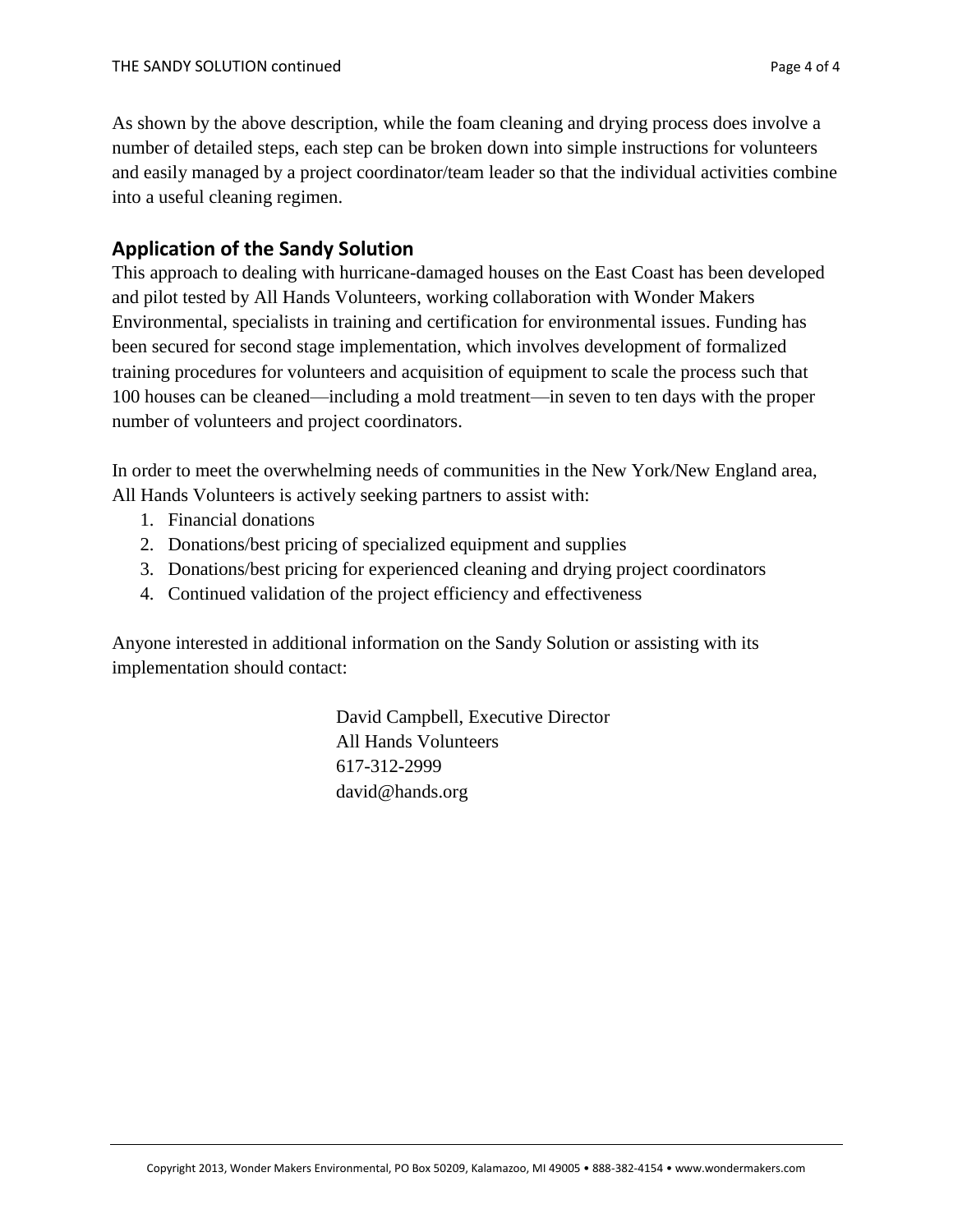As shown by the above description, while the foam cleaning and drying process does involve a number of detailed steps, each step can be broken down into simple instructions for volunteers and easily managed by a project coordinator/team leader so that the individual activities combine into a useful cleaning regimen.

## Application of the Sandy Solution

This approach to dealing with hurricane-damaged houses on the East Coast has been developed and pilot tested by All Hands Volunteers, working collaboration with Wonder Makers Environmental, specialists in training and certification for environmental issues. Funding has been secured for second stage implementation, which involves development of formalized training procedures for volunteers and acquisition of equipment to scale the process such that 100 houses can be cleaned—including a mold treatment—in seven to ten days with the proper number of volunteers and project coordinators.

In order to meet the overwhelming needs of communities in the New York/New England area, All Hands Volunteers is actively seeking partners to assist with:

1. Financial donations
2. Donations/best pricing of specialized equipment and supplies
3. Donations/best pricing for experienced cleaning and drying project coordinators
4. Continued validation of the project efficiency and effectiveness

Anyone interested in additional information on the Sandy Solution or assisting with its implementation should contact:

David Campbell, Executive Director
All Hands Volunteers
617-312-2999
david@hands.org

Copyright 2013, Wonder Makers Environmental, PO Box 50209, Kalamazoo, MI 49005 • 888-382-4154 • www.wondermakers.com